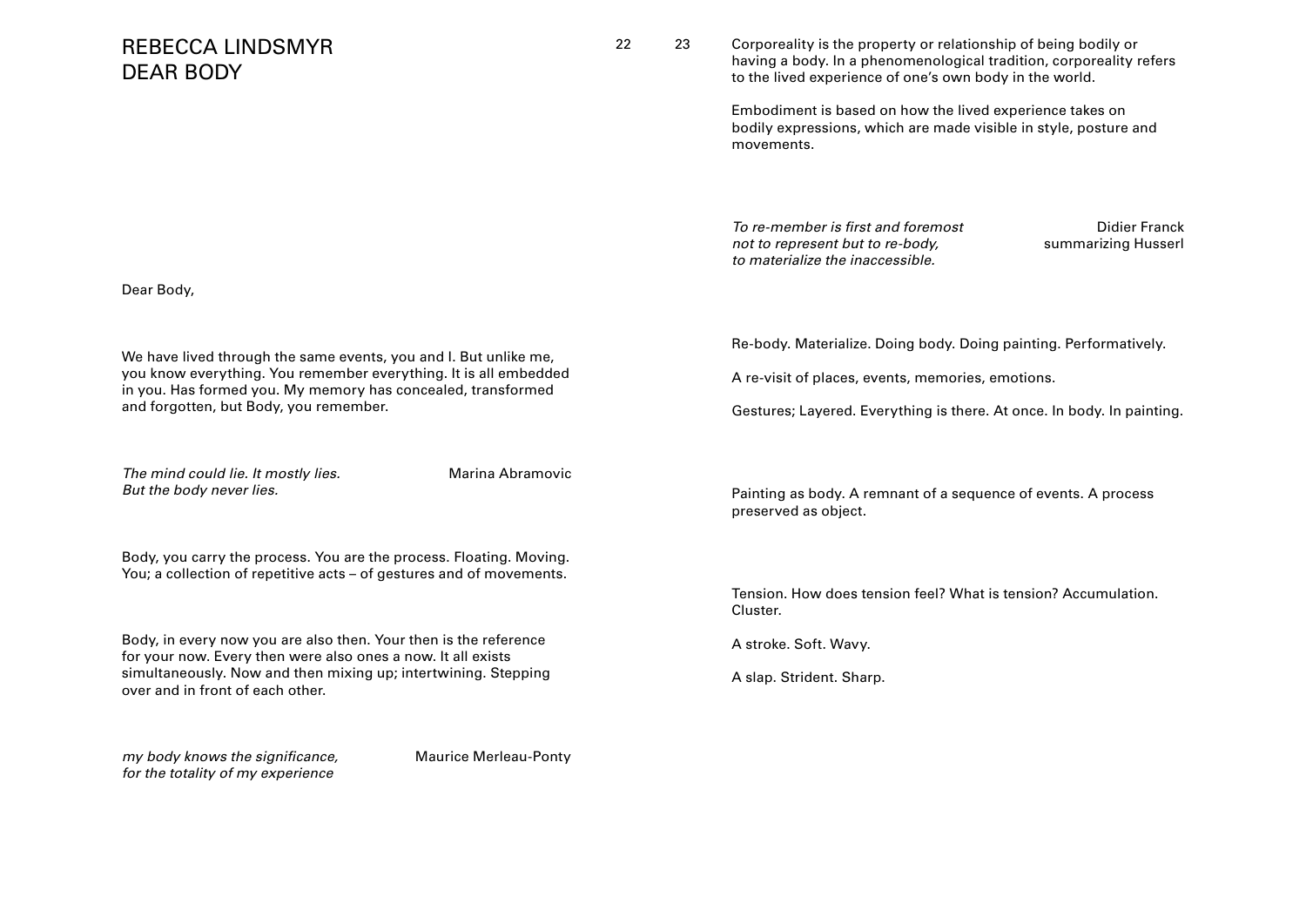# REBECCA LINDSMYR
# DEAR BODY

Dear Body,

We have lived through the same events, you and I. But unlike me, you know everything. You remember everything. It is all embedded in you. Has formed you. My memory has concealed, transformed and forgotten, but Body, you remember.

*The mind could lie. It mostly lies.*
*But the body never lies.*
— Marina Abramovic

Body, you carry the process. You are the process. Floating. Moving. You; a collection of repetitive acts – of gestures and of movements.

Body, in every now you are also then. Your then is the reference for your now. Every then were also ones a now. It all exists simultaneously. Now and then mixing up; intertwining. Stepping over and in front of each other.

*my body knows the significance,*
*for the totality of my experience*
— Maurice Merleau-Ponty

Corporeality is the property or relationship of being bodily or having a body. In a phenomenological tradition, corporeality refers to the lived experience of one's own body in the world.

Embodiment is based on how the lived experience takes on bodily expressions, which are made visible in style, posture and movements.

*To re-member is first and foremost*
*not to represent but to re-body,*
*to materialize the inaccessible.*
— Didier Franck summarizing Husserl

Re-body. Materialize. Doing body. Doing painting. Performatively.

A re-visit of places, events, memories, emotions.

Gestures; Layered. Everything is there. At once. In body. In painting.

Painting as body. A remnant of a sequence of events. A process preserved as object.

Tension. How does tension feel? What is tension? Accumulation. Cluster.

A stroke. Soft. Wavy.

A slap. Strident. Sharp.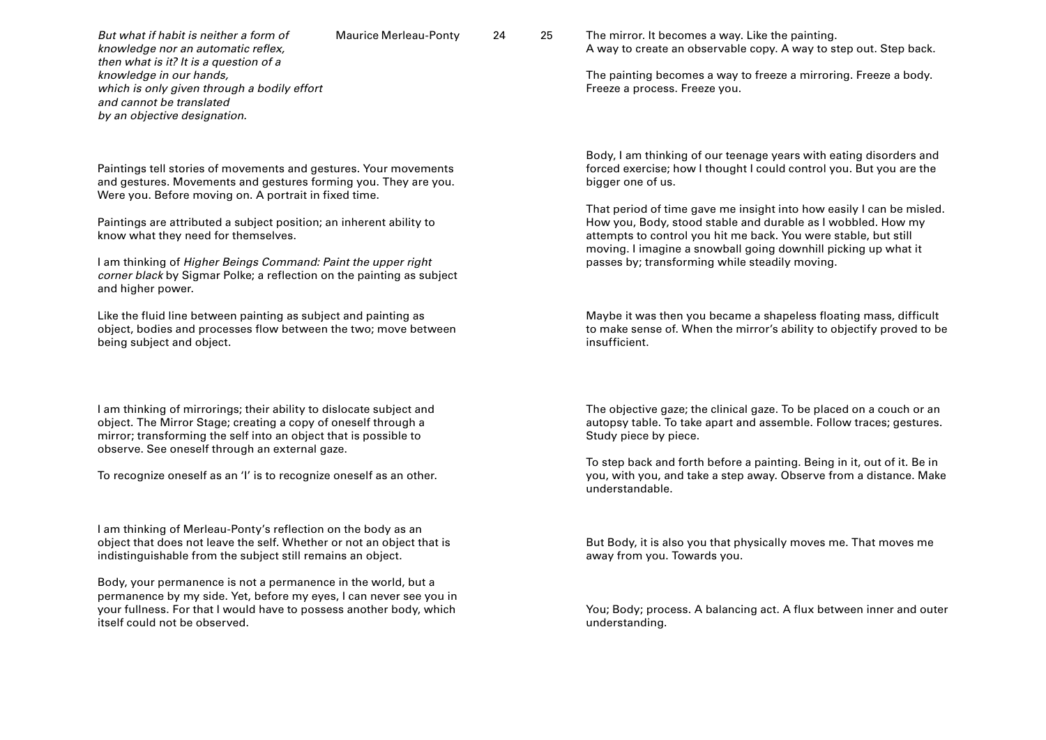*But what if habit is neither a form of knowledge nor an automatic reflex, then what is it? It is a question of a knowledge in our hands, which is only given through a bodily effort and cannot be translated by an objective designation.*

Maurice Merleau-Ponty

Paintings tell stories of movements and gestures. Your movements and gestures. Movements and gestures forming you. They are you. Were you. Before moving on. A portrait in fixed time.

Paintings are attributed a subject position; an inherent ability to know what they need for themselves.

I am thinking of *Higher Beings Command: Paint the upper right corner black* by Sigmar Polke; a reflection on the painting as subject and higher power.

Like the fluid line between painting as subject and painting as object, bodies and processes flow between the two; move between being subject and object.

I am thinking of mirrorings; their ability to dislocate subject and object. The Mirror Stage; creating a copy of oneself through a mirror; transforming the self into an object that is possible to observe. See oneself through an external gaze.

To recognize oneself as an 'I' is to recognize oneself as an other.

I am thinking of Merleau-Ponty's reflection on the body as an object that does not leave the self. Whether or not an object that is indistinguishable from the subject still remains an object.

Body, your permanence is not a permanence in the world, but a permanence by my side. Yet, before my eyes, I can never see you in your fullness. For that I would have to possess another body, which itself could not be observed.

The mirror. It becomes a way. Like the painting.
A way to create an observable copy. A way to step out. Step back.

The painting becomes a way to freeze a mirroring. Freeze a body. Freeze a process. Freeze you.

Body, I am thinking of our teenage years with eating disorders and forced exercise; how I thought I could control you. But you are the bigger one of us.

That period of time gave me insight into how easily I can be misled. How you, Body, stood stable and durable as I wobbled. How my attempts to control you hit me back. You were stable, but still moving. I imagine a snowball going downhill picking up what it passes by; transforming while steadily moving.

Maybe it was then you became a shapeless floating mass, difficult to make sense of. When the mirror's ability to objectify proved to be insufficient.

The objective gaze; the clinical gaze. To be placed on a couch or an autopsy table. To take apart and assemble. Follow traces; gestures. Study piece by piece.

To step back and forth before a painting. Being in it, out of it. Be in you, with you, and take a step away. Observe from a distance. Make understandable.

But Body, it is also you that physically moves me. That moves me away from you. Towards you.

You; Body; process. A balancing act. A flux between inner and outer understanding.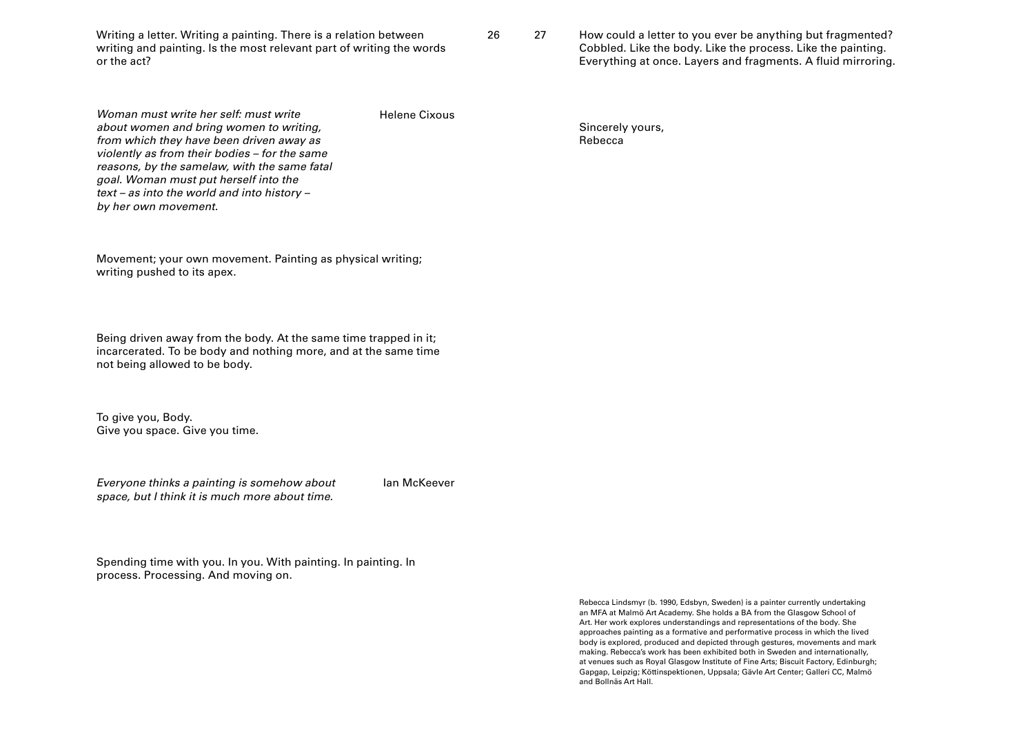Writing a letter. Writing a painting. There is a relation between writing and painting. Is the most relevant part of writing the words or the act?

*Woman must write her self: must write about women and bring women to writing, from which they have been driven away as violently as from their bodies – for the same reasons, by the samelaw, with the same fatal goal. Woman must put herself into the text – as into the world and into history – by her own movement.* — Helene Cixous

Movement; your own movement. Painting as physical writing; writing pushed to its apex.

Being driven away from the body. At the same time trapped in it; incarcerated. To be body and nothing more, and at the same time not being allowed to be body.

To give you, Body.
Give you space. Give you time.

*Everyone thinks a painting is somehow about space, but I think it is much more about time.* — Ian McKeever

Spending time with you. In you. With painting. In painting. In process. Processing. And moving on.

How could a letter to you ever be anything but fragmented? Cobbled. Like the body. Like the process. Like the painting. Everything at once. Layers and fragments. A fluid mirroring.

Sincerely yours,
Rebecca

Rebecca Lindsmyr (b. 1990, Edsbyn, Sweden) is a painter currently undertaking an MFA at Malmö Art Academy. She holds a BA from the Glasgow School of Art. Her work explores understandings and representations of the body. She approaches painting as a formative and performative process in which the lived body is explored, produced and depicted through gestures, movements and mark making. Rebecca's work has been exhibited both in Sweden and internationally, at venues such as Royal Glasgow Institute of Fine Arts; Biscuit Factory, Edinburgh; Gapgap, Leipzig; Köttinspektionen, Uppsala; Gävle Art Center; Galleri CC, Malmö and Bollnäs Art Hall.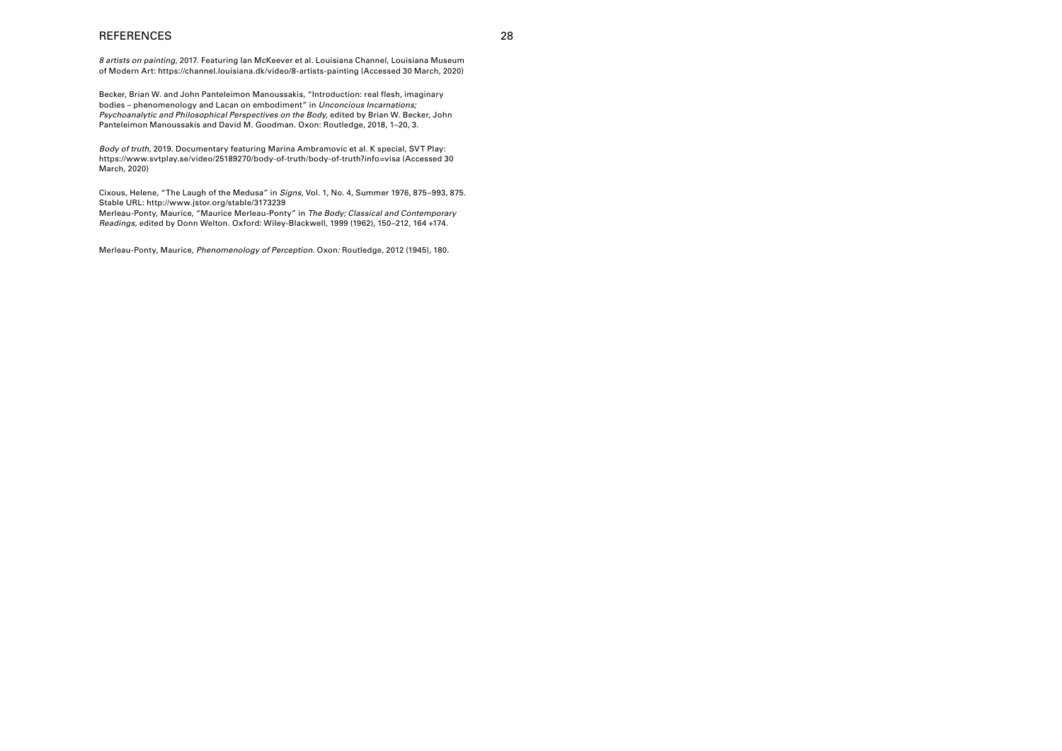# REFERENCES

*8 artists on painting,* 2017. Featuring Ian McKeever et al. Louisiana Channel, Louisiana Museum of Modern Art: https://channel.louisiana.dk/video/8-artists-painting (Accessed 30 March, 2020)

Becker, Brian W. and John Panteleimon Manoussakis, "Introduction: real flesh, imaginary bodies – phenomenology and Lacan on embodiment" in *Unconcious Incarnations; Psychoanalytic and Philosophical Perspectives on the Body,* edited by Brian W. Becker, John Panteleimon Manoussakis and David M. Goodman. Oxon: Routledge, 2018, 1–20, 3.

*Body of truth,* 2019. Documentary featuring Marina Ambramovic et al. K special, SVT Play: https://www.svtplay.se/video/25189270/body-of-truth/body-of-truth?info=visa (Accessed 30 March, 2020)

Cixous, Helene, "The Laugh of the Medusa" in *Signs,* Vol. 1, No. 4, Summer 1976, 875–993, 875. Stable URL: http://www.jstor.org/stable/3173239
Merleau-Ponty, Maurice, "Maurice Merleau-Ponty" in *The Body; Classical and Contemporary Readings,* edited by Donn Welton. Oxford: Wiley-Blackwell, 1999 (1962), 150–212, 164 +174.

Merleau-Ponty, Maurice, *Phenomenology of Perception.* Oxon: Routledge, 2012 (1945), 180.